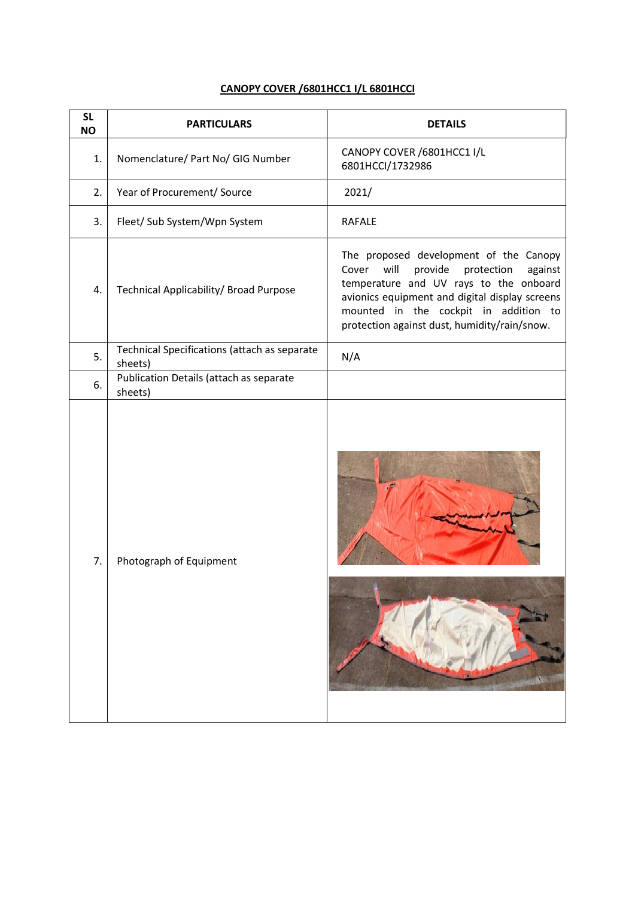# CANOPY COVER /6801HCC1 I/L 6801HCCI

| SL NO | PARTICULARS | DETAILS |
|---|---|---|
| 1. | Nomenclature/ Part No/ GIG Number | CANOPY COVER /6801HCC1 I/L 6801HCCI/1732986 |
| 2. | Year of Procurement/ Source | 2021/ |
| 3. | Fleet/ Sub System/Wpn System | RAFALE |
| 4. | Technical Applicability/ Broad Purpose | The proposed development of the Canopy Cover will provide protection against temperature and UV rays to the onboard avionics equipment and digital display screens mounted in the cockpit in addition to protection against dust, humidity/rain/snow. |
| 5. | Technical Specifications (attach as separate sheets) | N/A |
| 6. | Publication Details (attach as separate sheets) | |
| 7. | Photograph of Equipment | |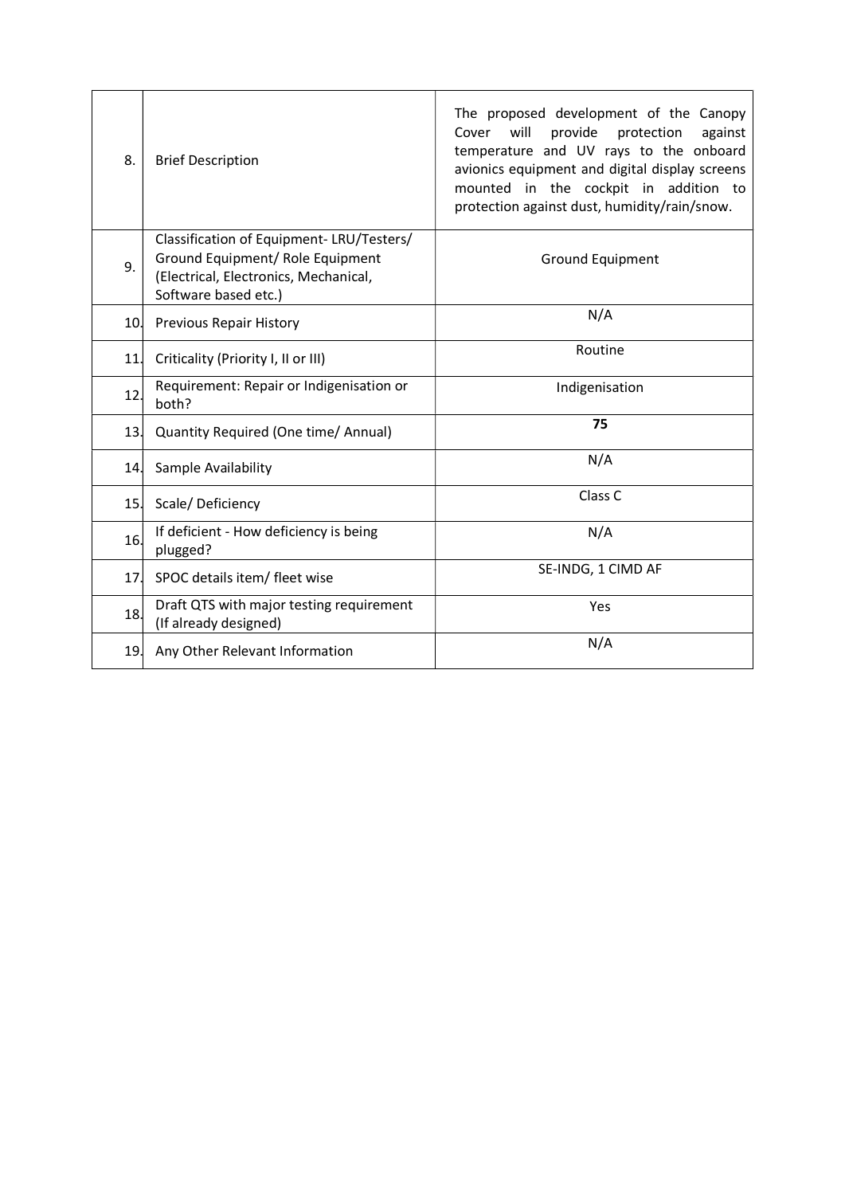| | | |
|---|---|---|
| 8. | Brief Description | The proposed development of the Canopy Cover will provide protection against temperature and UV rays to the onboard avionics equipment and digital display screens mounted in the cockpit in addition to protection against dust, humidity/rain/snow. |
| 9. | Classification of Equipment- LRU/Testers/ Ground Equipment/ Role Equipment (Electrical, Electronics, Mechanical, Software based etc.) | Ground Equipment |
| 10. | Previous Repair History | N/A |
| 11. | Criticality (Priority I, II or III) | Routine |
| 12. | Requirement: Repair or Indigenisation or both? | Indigenisation |
| 13. | Quantity Required (One time/ Annual) | **75** |
| 14. | Sample Availability | N/A |
| 15. | Scale/ Deficiency | Class C |
| 16. | If deficient - How deficiency is being plugged? | N/A |
| 17. | SPOC details item/ fleet wise | SE-INDG, 1 CIMD AF |
| 18. | Draft QTS with major testing requirement (If already designed) | Yes |
| 19. | Any Other Relevant Information | N/A |